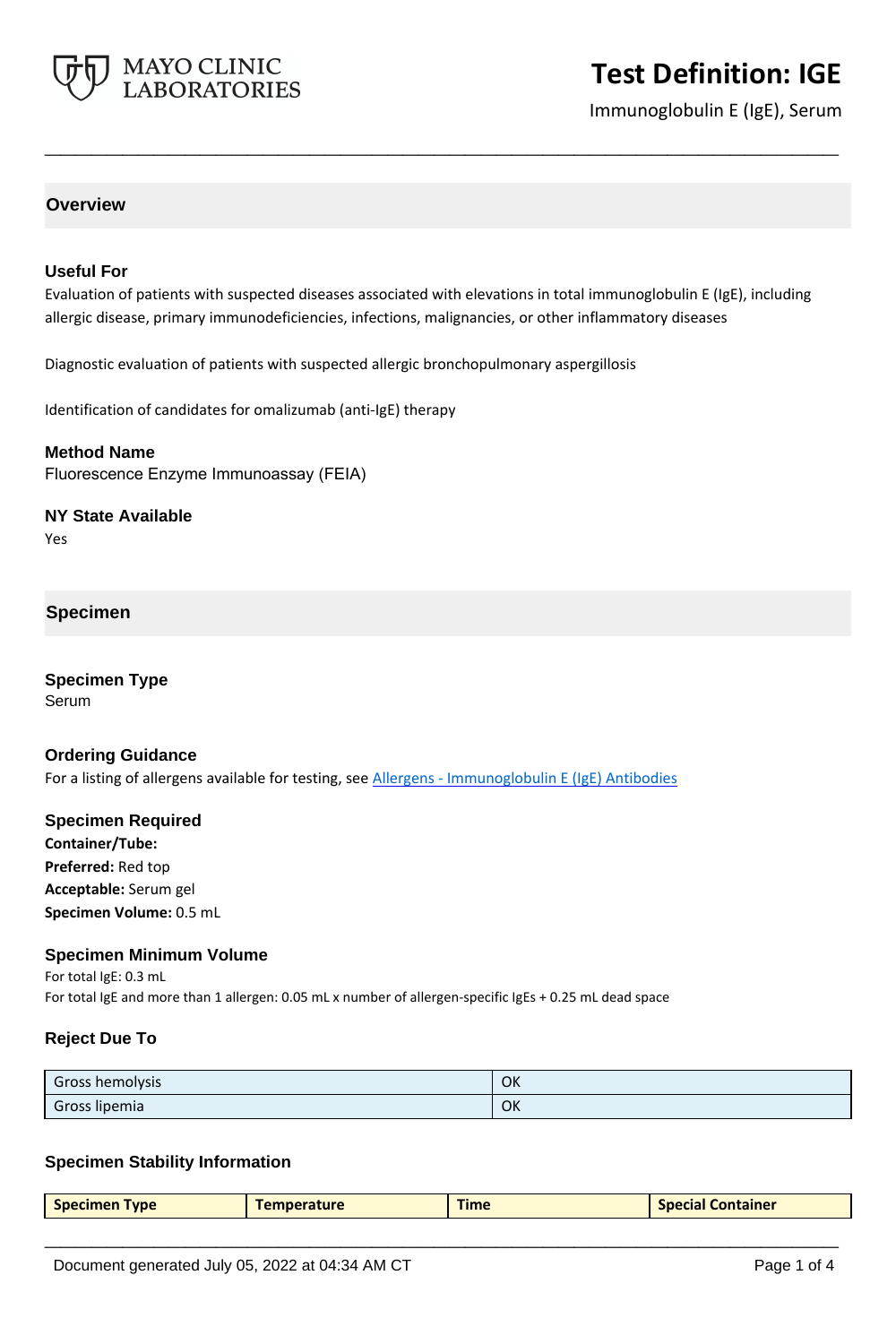# Test Definition: IGE

Immunoglobulin E (IgE), Serum

## Overview

### Useful For

Evaluation of patients with suspected diseases associated with elevations in total immunoglobulin E (IgE), including allergic disease, primary immunodeficiencies, infections, malignancies, or other inflammatory diseases

Diagnostic evaluation of patients with suspected allergic bronchopulmonary aspergillosis

Identification of candidates for omalizumab (anti-IgE) therapy

### Method Name

Fluorescence Enzyme Immunoassay (FEIA)

### NY State Available

Yes

## Specimen

### Specimen Type

Serum

### Ordering Guidance

For a listing of allergens available for testing, see Allergens - Immunoglobulin E (IgE) Antibodies

### Specimen Required

**Container/Tube:**
**Preferred:** Red top
**Acceptable:** Serum gel
**Specimen Volume:** 0.5 mL

### Specimen Minimum Volume

For total IgE: 0.3 mL
For total IgE and more than 1 allergen: 0.05 mL x number of allergen-specific IgEs + 0.25 mL dead space

### Reject Due To

| | |
|---|---|
| Gross hemolysis | OK |
| Gross lipemia | OK |

### Specimen Stability Information

| Specimen Type | Temperature | Time | Special Container |
|---|---|---|---|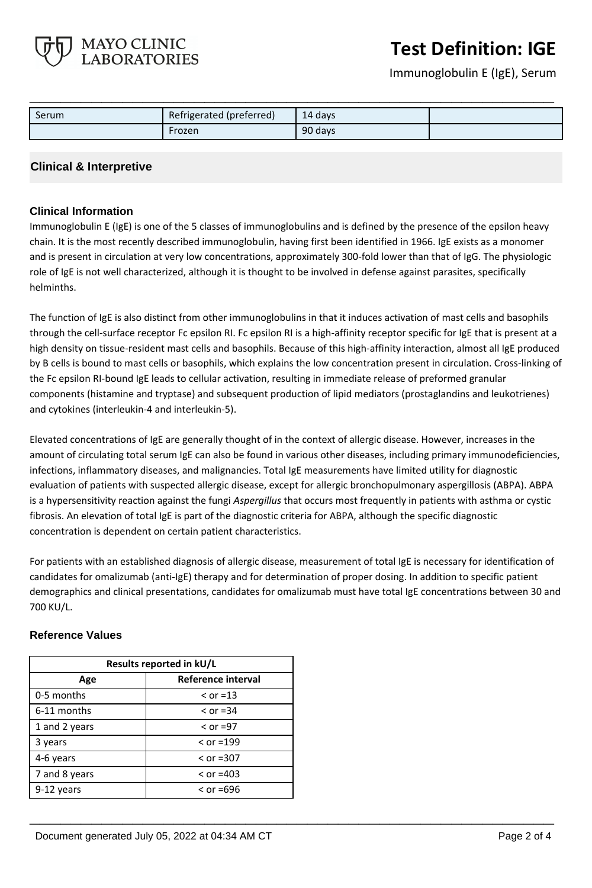| Serum | Refrigerated (preferred) | 14 days | |
|---|---|---|---|
| | Frozen | 90 days | |

## Clinical & Interpretive

### Clinical Information

Immunoglobulin E (IgE) is one of the 5 classes of immunoglobulins and is defined by the presence of the epsilon heavy chain. It is the most recently described immunoglobulin, having first been identified in 1966. IgE exists as a monomer and is present in circulation at very low concentrations, approximately 300-fold lower than that of IgG. The physiologic role of IgE is not well characterized, although it is thought to be involved in defense against parasites, specifically helminths.

The function of IgE is also distinct from other immunoglobulins in that it induces activation of mast cells and basophils through the cell-surface receptor Fc epsilon RI. Fc epsilon RI is a high-affinity receptor specific for IgE that is present at a high density on tissue-resident mast cells and basophils. Because of this high-affinity interaction, almost all IgE produced by B cells is bound to mast cells or basophils, which explains the low concentration present in circulation. Cross-linking of the Fc epsilon RI-bound IgE leads to cellular activation, resulting in immediate release of preformed granular components (histamine and tryptase) and subsequent production of lipid mediators (prostaglandins and leukotrienes) and cytokines (interleukin-4 and interleukin-5).

Elevated concentrations of IgE are generally thought of in the context of allergic disease. However, increases in the amount of circulating total serum IgE can also be found in various other diseases, including primary immunodeficiencies, infections, inflammatory diseases, and malignancies. Total IgE measurements have limited utility for diagnostic evaluation of patients with suspected allergic disease, except for allergic bronchopulmonary aspergillosis (ABPA). ABPA is a hypersensitivity reaction against the fungi *Aspergillus* that occurs most frequently in patients with asthma or cystic fibrosis. An elevation of total IgE is part of the diagnostic criteria for ABPA, although the specific diagnostic concentration is dependent on certain patient characteristics.

For patients with an established diagnosis of allergic disease, measurement of total IgE is necessary for identification of candidates for omalizumab (anti-IgE) therapy and for determination of proper dosing. In addition to specific patient demographics and clinical presentations, candidates for omalizumab must have total IgE concentrations between 30 and 700 KU/L.

### Reference Values

| Results reported in kU/L | |
|---|---|
| **Age** | **Reference interval** |
| 0-5 months | < or =13 |
| 6-11 months | < or =34 |
| 1 and 2 years | < or =97 |
| 3 years | < or =199 |
| 4-6 years | < or =307 |
| 7 and 8 years | < or =403 |
| 9-12 years | < or =696 |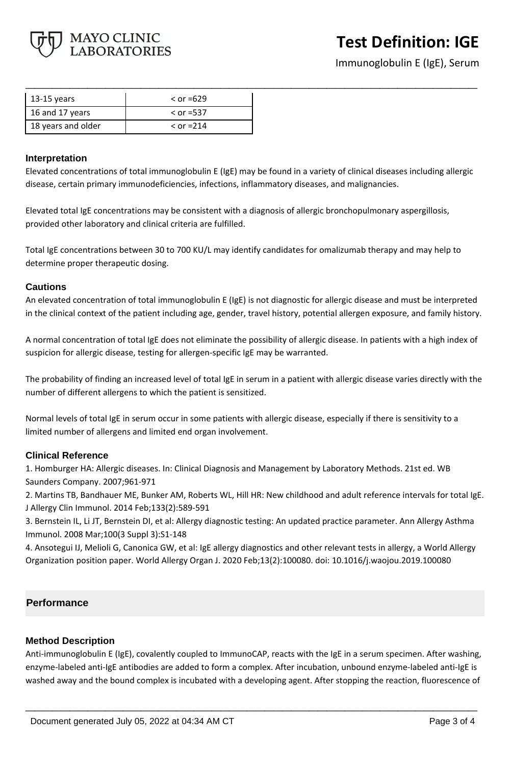| | |
|---|---|
| 13-15 years | < or =629 |
| 16 and 17 years | < or =537 |
| 18 years and older | < or =214 |

### Interpretation

Elevated concentrations of total immunoglobulin E (IgE) may be found in a variety of clinical diseases including allergic disease, certain primary immunodeficiencies, infections, inflammatory diseases, and malignancies.

Elevated total IgE concentrations may be consistent with a diagnosis of allergic bronchopulmonary aspergillosis, provided other laboratory and clinical criteria are fulfilled.

Total IgE concentrations between 30 to 700 KU/L may identify candidates for omalizumab therapy and may help to determine proper therapeutic dosing.

### Cautions

An elevated concentration of total immunoglobulin E (IgE) is not diagnostic for allergic disease and must be interpreted in the clinical context of the patient including age, gender, travel history, potential allergen exposure, and family history.

A normal concentration of total IgE does not eliminate the possibility of allergic disease. In patients with a high index of suspicion for allergic disease, testing for allergen-specific IgE may be warranted.

The probability of finding an increased level of total IgE in serum in a patient with allergic disease varies directly with the number of different allergens to which the patient is sensitized.

Normal levels of total IgE in serum occur in some patients with allergic disease, especially if there is sensitivity to a limited number of allergens and limited end organ involvement.

### Clinical Reference

1. Homburger HA: Allergic diseases. In: Clinical Diagnosis and Management by Laboratory Methods. 21st ed. WB Saunders Company. 2007;961-971
2. Martins TB, Bandhauer ME, Bunker AM, Roberts WL, Hill HR: New childhood and adult reference intervals for total IgE. J Allergy Clin Immunol. 2014 Feb;133(2):589-591
3. Bernstein IL, Li JT, Bernstein DI, et al: Allergy diagnostic testing: An updated practice parameter. Ann Allergy Asthma Immunol. 2008 Mar;100(3 Suppl 3):S1-148
4. Ansotegui IJ, Melioli G, Canonica GW, et al: IgE allergy diagnostics and other relevant tests in allergy, a World Allergy Organization position paper. World Allergy Organ J. 2020 Feb;13(2):100080. doi: 10.1016/j.waojou.2019.100080

## Performance

### Method Description

Anti-immunoglobulin E (IgE), covalently coupled to ImmunoCAP, reacts with the IgE in a serum specimen. After washing, enzyme-labeled anti-IgE antibodies are added to form a complex. After incubation, unbound enzyme-labeled anti-IgE is washed away and the bound complex is incubated with a developing agent. After stopping the reaction, fluorescence of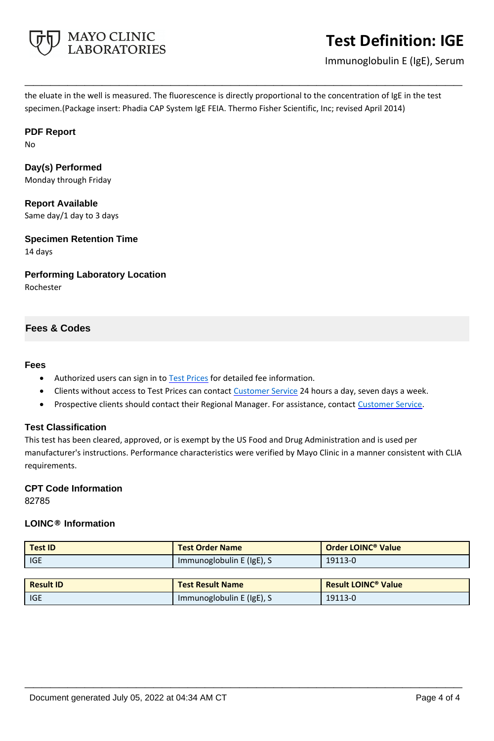the eluate in the well is measured. The fluorescence is directly proportional to the concentration of IgE in the test specimen.(Package insert: Phadia CAP System IgE FEIA. Thermo Fisher Scientific, Inc; revised April 2014)

### PDF Report

No

### Day(s) Performed

Monday through Friday

### Report Available

Same day/1 day to 3 days

### Specimen Retention Time

14 days

### Performing Laboratory Location

Rochester

## Fees & Codes

### Fees

- Authorized users can sign in to Test Prices for detailed fee information.
- Clients without access to Test Prices can contact Customer Service 24 hours a day, seven days a week.
- Prospective clients should contact their Regional Manager. For assistance, contact Customer Service.

### Test Classification

This test has been cleared, approved, or is exempt by the US Food and Drug Administration and is used per manufacturer's instructions. Performance characteristics were verified by Mayo Clinic in a manner consistent with CLIA requirements.

### CPT Code Information

82785

### LOINC® Information

| Test ID | Test Order Name | Order LOINC® Value |
|---|---|---|
| IGE | Immunoglobulin E (IgE), S | 19113-0 |

| Result ID | Test Result Name | Result LOINC® Value |
|---|---|---|
| IGE | Immunoglobulin E (IgE), S | 19113-0 |